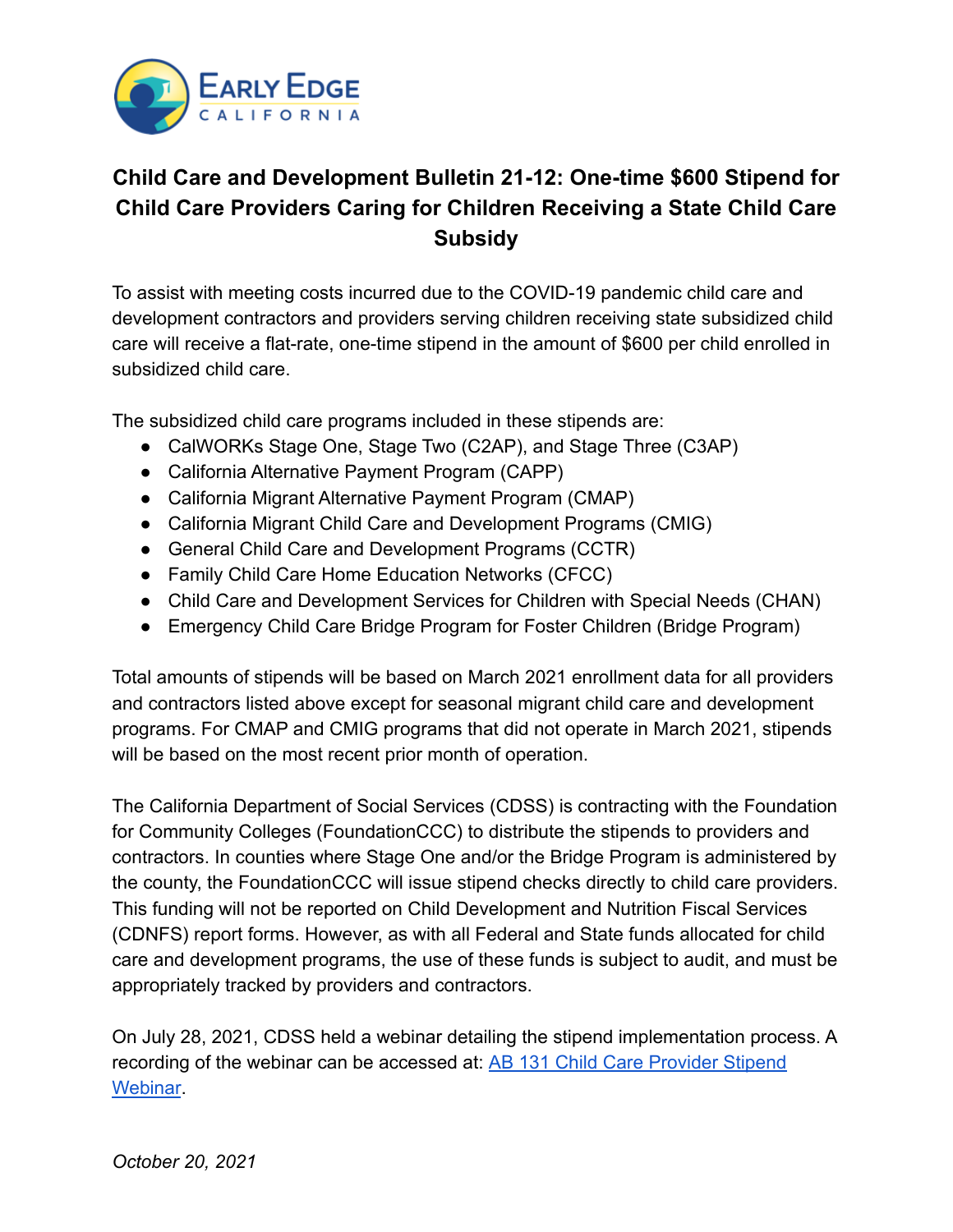Early Edge California

# Child Care and Development Bulletin 21-12: One-time $600 Stipend for Child Care Providers Caring for Children Receiving a State Child Care Subsidy

To assist with meeting costs incurred due to the COVID-19 pandemic child care and development contractors and providers serving children receiving state subsidized child care will receive a flat-rate, one-time stipend in the amount of $600 per child enrolled in subsidized child care.

The subsidized child care programs included in these stipends are:

- CalWORKs Stage One, Stage Two (C2AP), and Stage Three (C3AP)
- California Alternative Payment Program (CAPP)
- California Migrant Alternative Payment Program (CMAP)
- California Migrant Child Care and Development Programs (CMIG)
- General Child Care and Development Programs (CCTR)
- Family Child Care Home Education Networks (CFCC)
- Child Care and Development Services for Children with Special Needs (CHAN)
- Emergency Child Care Bridge Program for Foster Children (Bridge Program)

Total amounts of stipends will be based on March 2021 enrollment data for all providers and contractors listed above except for seasonal migrant child care and development programs. For CMAP and CMIG programs that did not operate in March 2021, stipends will be based on the most recent prior month of operation.

The California Department of Social Services (CDSS) is contracting with the Foundation for Community Colleges (FoundationCCC) to distribute the stipends to providers and contractors. In counties where Stage One and/or the Bridge Program is administered by the county, the FoundationCCC will issue stipend checks directly to child care providers. This funding will not be reported on Child Development and Nutrition Fiscal Services (CDNFS) report forms. However, as with all Federal and State funds allocated for child care and development programs, the use of these funds is subject to audit, and must be appropriately tracked by providers and contractors.

On July 28, 2021, CDSS held a webinar detailing the stipend implementation process. A recording of the webinar can be accessed at: AB 131 Child Care Provider Stipend Webinar.

*October 20, 2021*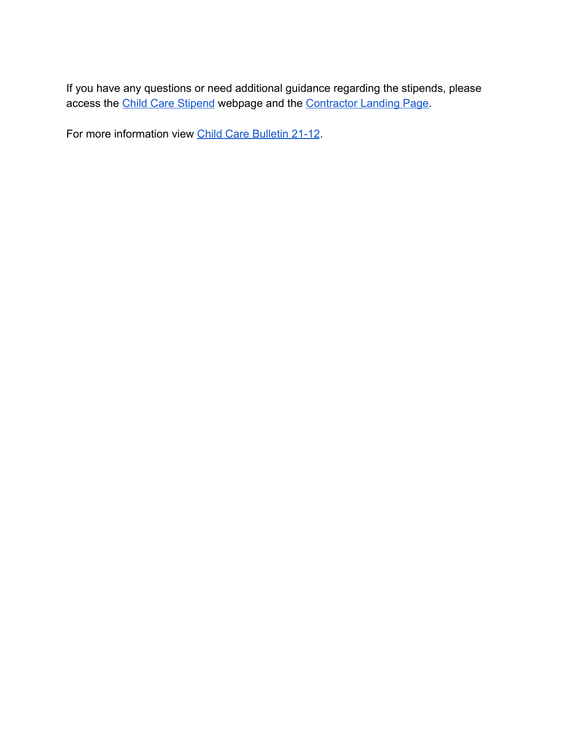If you have any questions or need additional guidance regarding the stipends, please access the Child Care Stipend webpage and the Contractor Landing Page.

For more information view Child Care Bulletin 21-12.